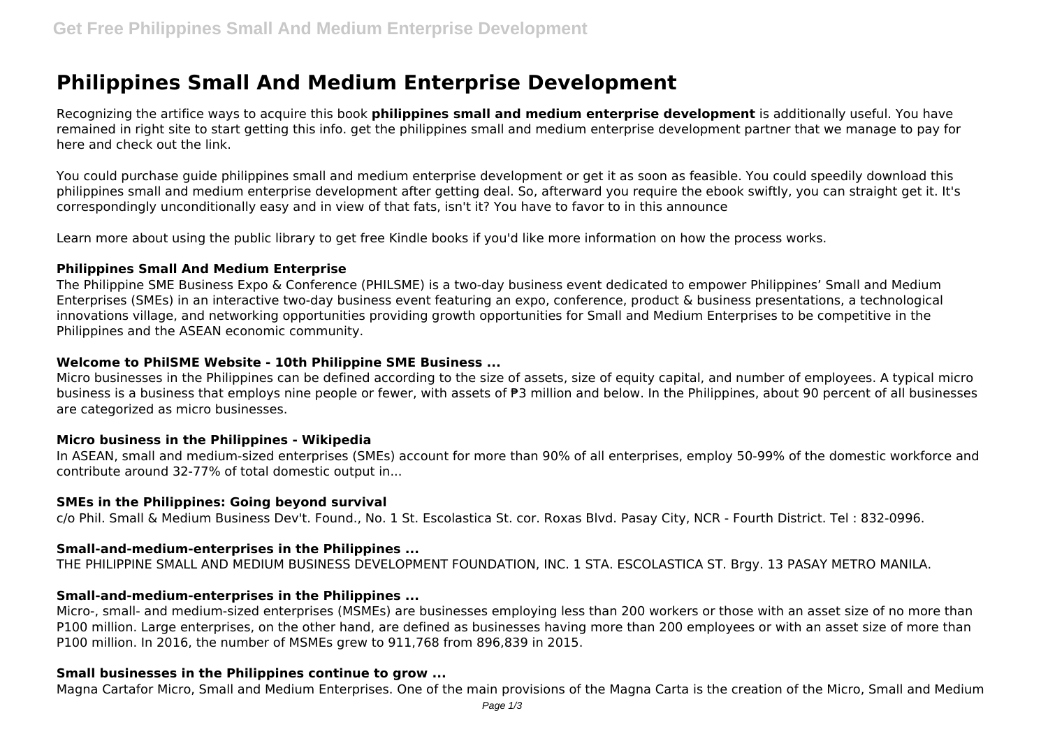# Philippines Small And Medium Enterprise Development

Recognizing the artifice ways to acquire this book **philippines small and medium enterprise development** is additionally useful. You have remained in right site to start getting this info. get the philippines small and medium enterprise development partner that we manage to pay for here and check out the link.

You could purchase guide philippines small and medium enterprise development or get it as soon as feasible. You could speedily download this philippines small and medium enterprise development after getting deal. So, afterward you require the ebook swiftly, you can straight get it. It's correspondingly unconditionally easy and in view of that fats, isn't it? You have to favor to in this announce

Learn more about using the public library to get free Kindle books if you'd like more information on how the process works.

### Philippines Small And Medium Enterprise

The Philippine SME Business Expo & Conference (PHILSME) is a two-day business event dedicated to empower Philippines' Small and Medium Enterprises (SMEs) in an interactive two-day business event featuring an expo, conference, product & business presentations, a technological innovations village, and networking opportunities providing growth opportunities for Small and Medium Enterprises to be competitive in the Philippines and the ASEAN economic community.

### Welcome to PhilSME Website - 10th Philippine SME Business ...

Micro businesses in the Philippines can be defined according to the size of assets, size of equity capital, and number of employees. A typical micro business is a business that employs nine people or fewer, with assets of ₱3 million and below. In the Philippines, about 90 percent of all businesses are categorized as micro businesses.

### Micro business in the Philippines - Wikipedia

In ASEAN, small and medium-sized enterprises (SMEs) account for more than 90% of all enterprises, employ 50-99% of the domestic workforce and contribute around 32-77% of total domestic output in...

### SMEs in the Philippines: Going beyond survival

c/o Phil. Small & Medium Business Dev't. Found., No. 1 St. Escolastica St. cor. Roxas Blvd. Pasay City, NCR - Fourth District. Tel : 832-0996.

### Small-and-medium-enterprises in the Philippines ...

THE PHILIPPINE SMALL AND MEDIUM BUSINESS DEVELOPMENT FOUNDATION, INC. 1 STA. ESCOLASTICA ST. Brgy. 13 PASAY METRO MANILA.

### Small-and-medium-enterprises in the Philippines ...

Micro-, small- and medium-sized enterprises (MSMEs) are businesses employing less than 200 workers or those with an asset size of no more than P100 million. Large enterprises, on the other hand, are defined as businesses having more than 200 employees or with an asset size of more than P100 million. In 2016, the number of MSMEs grew to 911,768 from 896,839 in 2015.

### Small businesses in the Philippines continue to grow ...

Magna Cartafor Micro, Small and Medium Enterprises. One of the main provisions of the Magna Carta is the creation of the Micro, Small and Medium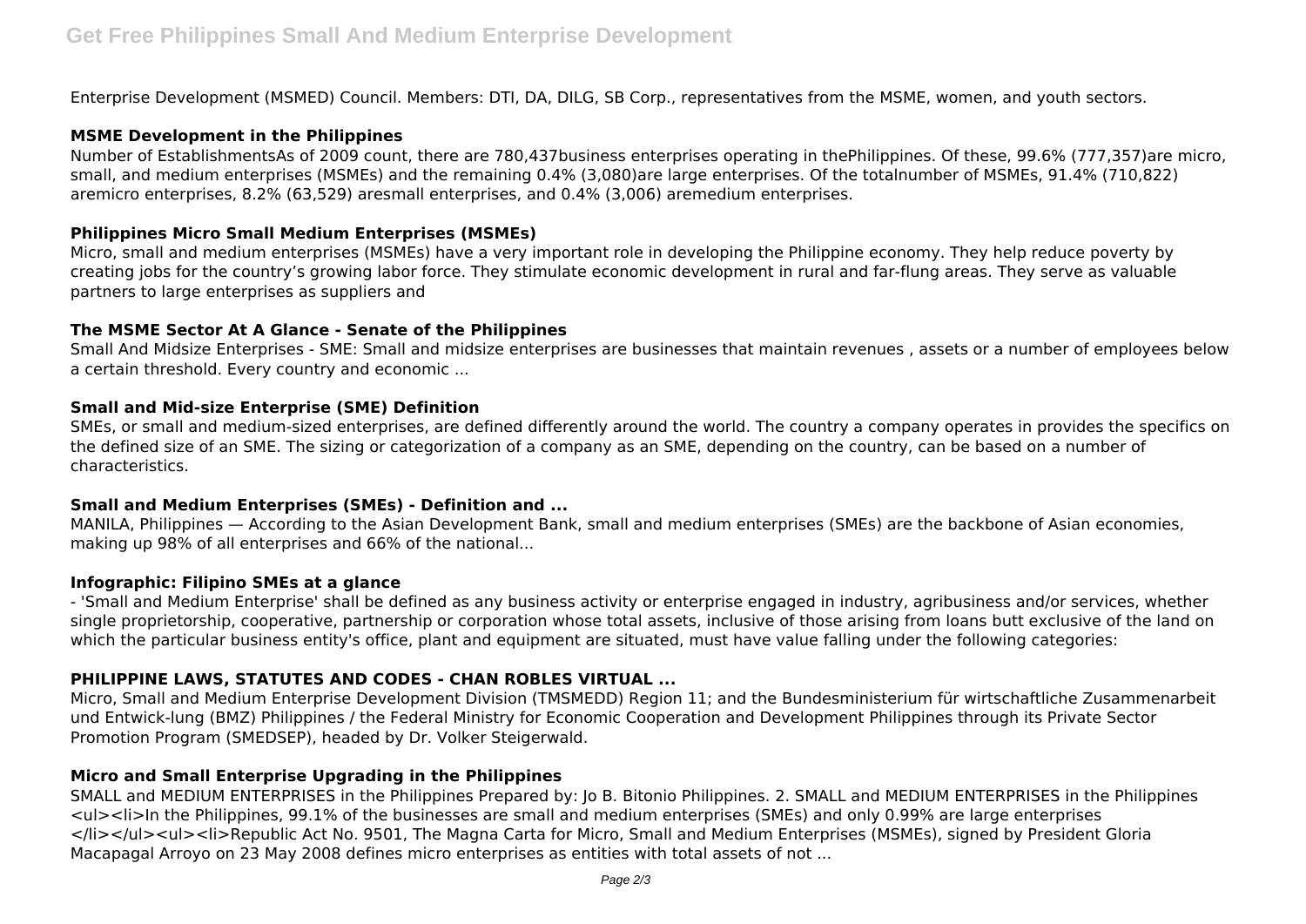Enterprise Development (MSMED) Council. Members: DTI, DA, DILG, SB Corp., representatives from the MSME, women, and youth sectors.

### MSME Development in the Philippines

Number of EstablishmentsAs of 2009 count, there are 780,437business enterprises operating in thePhilippines. Of these, 99.6% (777,357)are micro, small, and medium enterprises (MSMEs) and the remaining 0.4% (3,080)are large enterprises. Of the totalnumber of MSMEs, 91.4% (710,822) aremicro enterprises, 8.2% (63,529) aresmall enterprises, and 0.4% (3,006) aremedium enterprises.

### Philippines Micro Small Medium Enterprises (MSMEs)

Micro, small and medium enterprises (MSMEs) have a very important role in developing the Philippine economy. They help reduce poverty by creating jobs for the country's growing labor force. They stimulate economic development in rural and far-flung areas. They serve as valuable partners to large enterprises as suppliers and

### The MSME Sector At A Glance - Senate of the Philippines

Small And Midsize Enterprises - SME: Small and midsize enterprises are businesses that maintain revenues , assets or a number of employees below a certain threshold. Every country and economic ...

### Small and Mid-size Enterprise (SME) Definition

SMEs, or small and medium-sized enterprises, are defined differently around the world. The country a company operates in provides the specifics on the defined size of an SME. The sizing or categorization of a company as an SME, depending on the country, can be based on a number of characteristics.

### Small and Medium Enterprises (SMEs) - Definition and ...

MANILA, Philippines — According to the Asian Development Bank, small and medium enterprises (SMEs) are the backbone of Asian economies, making up 98% of all enterprises and 66% of the national...

### Infographic: Filipino SMEs at a glance

- 'Small and Medium Enterprise' shall be defined as any business activity or enterprise engaged in industry, agribusiness and/or services, whether single proprietorship, cooperative, partnership or corporation whose total assets, inclusive of those arising from loans butt exclusive of the land on which the particular business entity's office, plant and equipment are situated, must have value falling under the following categories:

### PHILIPPINE LAWS, STATUTES AND CODES - CHAN ROBLES VIRTUAL ...

Micro, Small and Medium Enterprise Development Division (TMSMEDD) Region 11; and the Bundesministerium für wirtschaftliche Zusammenarbeit und Entwick-lung (BMZ) Philippines / the Federal Ministry for Economic Cooperation and Development Philippines through its Private Sector Promotion Program (SMEDSEP), headed by Dr. Volker Steigerwald.

### Micro and Small Enterprise Upgrading in the Philippines

SMALL and MEDIUM ENTERPRISES in the Philippines Prepared by: Jo B. Bitonio Philippines. 2. SMALL and MEDIUM ENTERPRISES in the Philippines <ul><li>In the Philippines, 99.1% of the businesses are small and medium enterprises (SMEs) and only 0.99% are large enterprises </li></ul><ul><li>Republic Act No. 9501, The Magna Carta for Micro, Small and Medium Enterprises (MSMEs), signed by President Gloria Macapagal Arroyo on 23 May 2008 defines micro enterprises as entities with total assets of not ...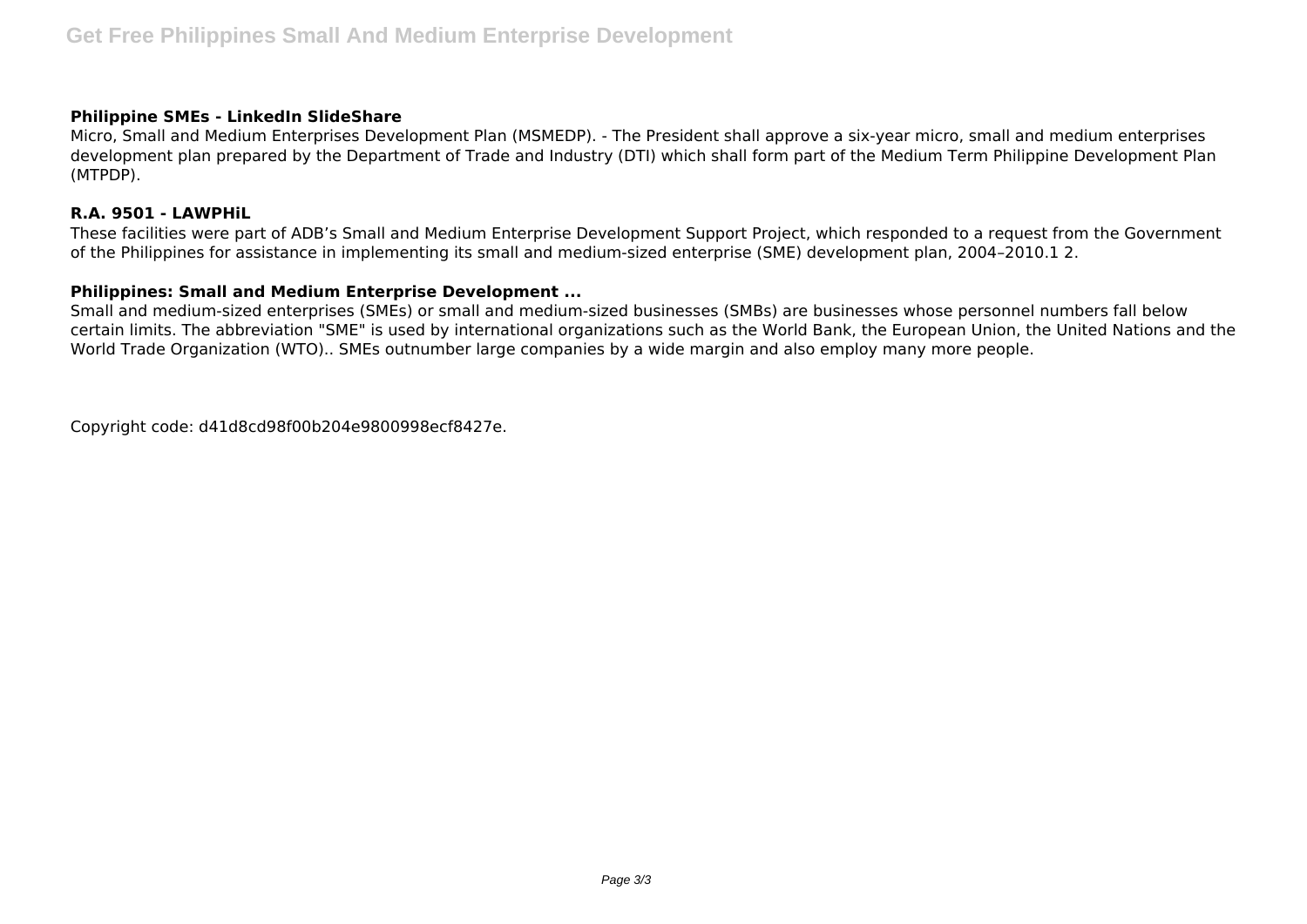**Philippine SMEs - LinkedIn SlideShare**

Micro, Small and Medium Enterprises Development Plan (MSMEDP). - The President shall approve a six-year micro, small and medium enterprises development plan prepared by the Department of Trade and Industry (DTI) which shall form part of the Medium Term Philippine Development Plan (MTPDP).

**R.A. 9501 - LAWPHiL**

These facilities were part of ADB's Small and Medium Enterprise Development Support Project, which responded to a request from the Government of the Philippines for assistance in implementing its small and medium-sized enterprise (SME) development plan, 2004–2010.1 2.

**Philippines: Small and Medium Enterprise Development ...**

Small and medium-sized enterprises (SMEs) or small and medium-sized businesses (SMBs) are businesses whose personnel numbers fall below certain limits. The abbreviation "SME" is used by international organizations such as the World Bank, the European Union, the United Nations and the World Trade Organization (WTO).. SMEs outnumber large companies by a wide margin and also employ many more people.

Copyright code: d41d8cd98f00b204e9800998ecf8427e.